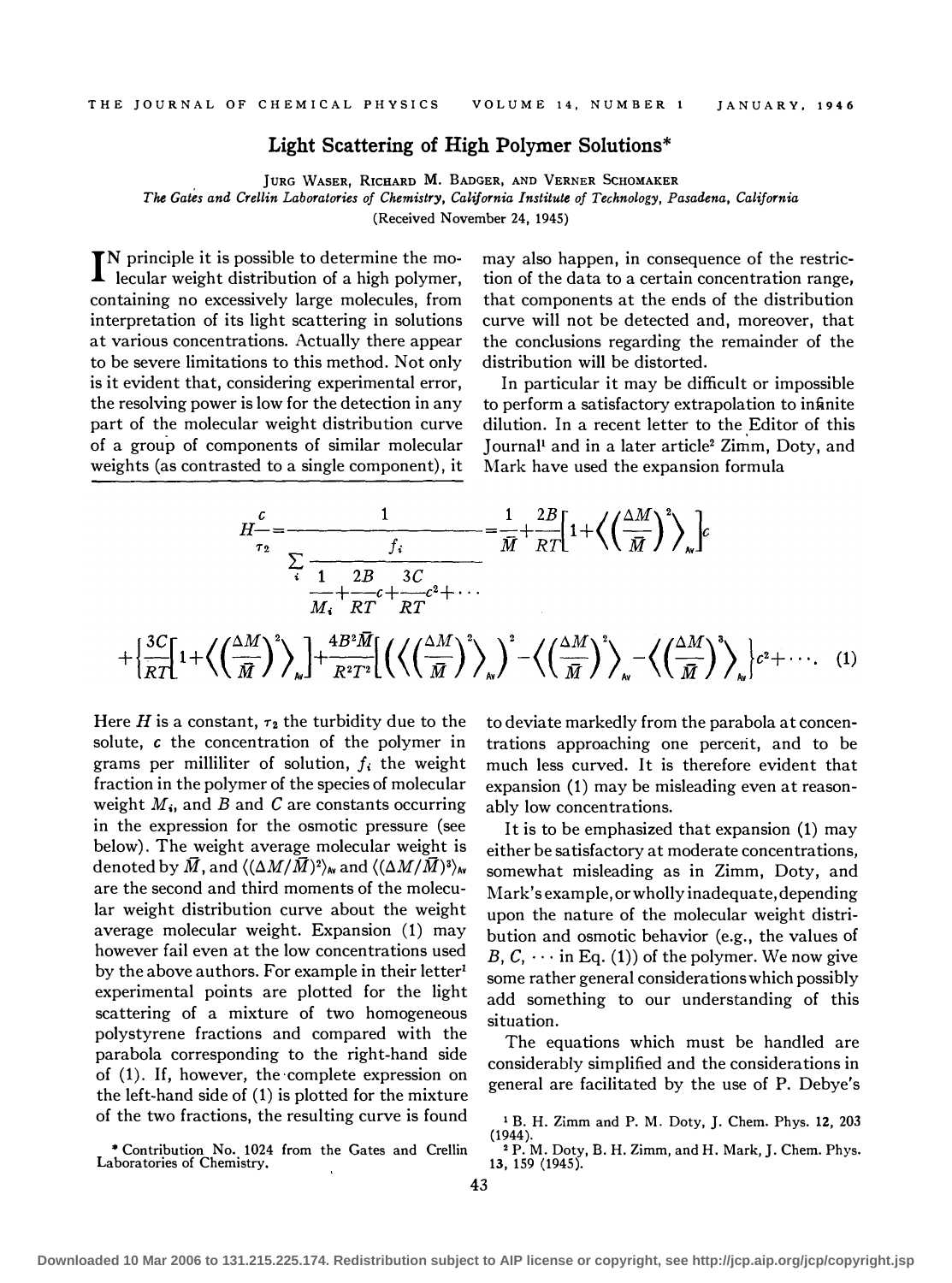# Light Scattering of High Polymer Solutions*

JURG WASER, RICHARD M. BADGER, AND VERNER SCHOMAKER

*The Gates and Crellin Laboratories of Chemistry, California Institute of Technology, Pasadena, California*

(Received November 24, 1945)

In principle it is possible to determine the molecular weight distribution of a high polymer, containing no excessively large molecules, from interpretation of its light scattering in solutions at various concentrations. Actually there appear to be severe limitations to this method. Not only is it evident that, considering experimental error, the resolving power is low for the detection in any part of the molecular weight distribution curve of a group of components of similar molecular weights (as contrasted to a single component), it may also happen, in consequence of the restriction of the data to a certain concentration range, that components at the ends of the distribution curve will not be detected and, moreover, that the conclusions regarding the remainder of the distribution will be distorted.

In particular it may be difficult or impossible to perform a satisfactory extrapolation to infinite dilution. In a recent letter to the Editor of this Journal[1] and in a later article[2] Zimm, Doty, and Mark have used the expansion formula

$$H\frac{c}{\tau_2}=\frac{1}{\displaystyle\sum_i \frac{f_i}{\dfrac{1}{M_i}+\dfrac{2B}{RT}c+\dfrac{3C}{RT}c^2+\cdots}}=\frac{1}{\bar{M}}+\frac{2B}{RT}\left[1+\left\langle\left(\frac{\Delta M}{\bar{M}}\right)^2\right\rangle_{\text{Av}}\right]c$$
$$+\left\{\frac{3C}{RT}\left[1+\left\langle\left(\frac{\Delta M}{\bar{M}}\right)^2\right\rangle_{\text{Av}}\right]+\frac{4B^2\bar{M}}{R^2T^2}\left[\left(\left\langle\left(\frac{\Delta M}{\bar{M}}\right)^2\right\rangle_{\text{Av}}\right)^2-\left\langle\left(\frac{\Delta M}{\bar{M}}\right)^2\right\rangle_{\text{Av}}-\left\langle\left(\frac{\Delta M}{\bar{M}}\right)^3\right\rangle_{\text{Av}}\right]\right\}c^2+\cdots. \quad (1)$$

Here $H$ is a constant, $\tau_2$ the turbidity due to the solute, $c$ the concentration of the polymer in grams per milliliter of solution, $f_i$ the weight fraction in the polymer of the species of molecular weight $M_i$, and $B$ and $C$ are constants occurring in the expression for the osmotic pressure (see below). The weight average molecular weight is denoted by $\bar{M}$, and $\langle(\Delta M/\bar{M})^2\rangle_{\text{Av}}$ and $\langle(\Delta M/\bar{M})^3\rangle_{\text{Av}}$ are the second and third moments of the molecular weight distribution curve about the weight average molecular weight. Expansion (1) may however fail even at the low concentrations used by the above authors. For example in their letter[1] experimental points are plotted for the light scattering of a mixture of two homogeneous polystyrene fractions and compared with the parabola corresponding to the right-hand side of (1). If, however, the complete expression on the left-hand side of (1) is plotted for the mixture of the two fractions, the resulting curve is found to deviate markedly from the parabola at concentrations approaching one percent, and to be much less curved. It is therefore evident that expansion (1) may be misleading even at reasonably low concentrations.

It is to be emphasized that expansion (1) may either be satisfactory at moderate concentrations, somewhat misleading as in Zimm, Doty, and Mark's example, or wholly inadequate, depending upon the nature of the molecular weight distribution and osmotic behavior (e.g., the values of $B$, $C$, $\cdots$ in Eq. (1)) of the polymer. We now give some rather general considerations which possibly add something to our understanding of this situation.

The equations which must be handled are considerably simplified and the considerations in general are facilitated by the use of P. Debye's

\* Contribution No. 1024 from the Gates and Crellin Laboratories of Chemistry.

[1] B. H. Zimm and P. M. Doty, J. Chem. Phys. **12**, 203 (1944).

[2] P. M. Doty, B. H. Zimm, and H. Mark, J. Chem. Phys. **13**, 159 (1945).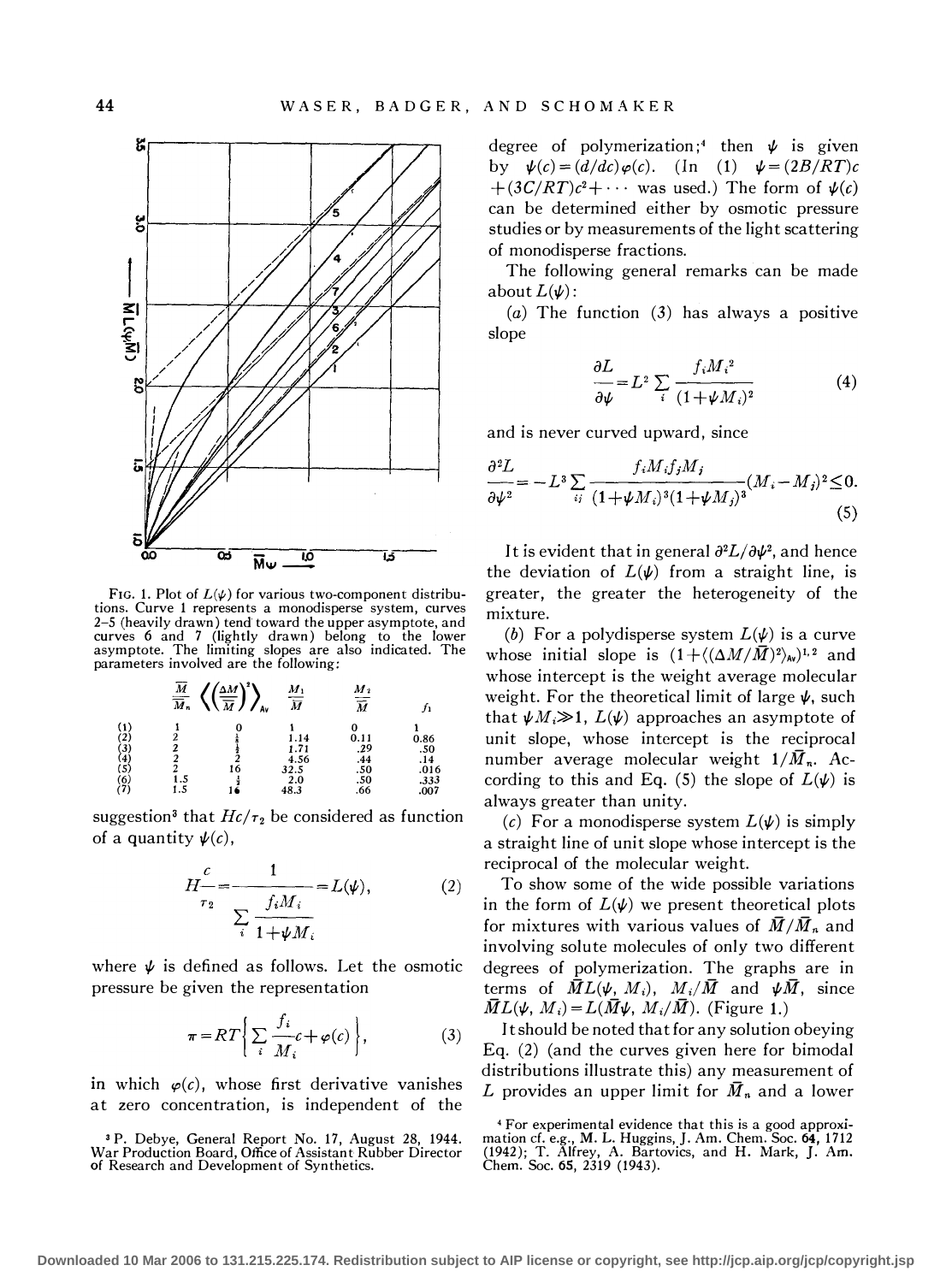FIG. 1. Plot of $L(\psi)$ for various two-component distributions. Curve 1 represents a monodisperse system, curves 2–5 (heavily drawn) tend toward the upper asymptote, and curves 6 and 7 (lightly drawn) belong to the lower asymptote. The limiting slopes are also indicated. The parameters involved are the following:

| | $\bar{M}/\bar{M}_n$ | $\langle(\Delta M/\bar{M})^2\rangle_{Av}$ | $M_1/\bar{M}$ | $M_2/\bar{M}$ | $f_1$ |
|---|---|---|---|---|---|
| (1) | 1 | 0 | 1 | 0 | 1 |
| (2) | 2 | $\frac{1}{8}$ | 1.14 | 0.11 | 0.86 |
| (3) | 2 | $\frac{1}{2}$ | 1.71 | .29 | .50 |
| (4) | 2 | 2 | 4.56 | .44 | .14 |
| (5) | 2 | 16 | 32.5 | .50 | .016 |
| (6) | 1.5 | $\frac{1}{2}$ | 2.0 | .50 | .333 |
| (7) | 1.5 | 16 | 48.3 | .66 | .007 |

suggestion[3] that $Hc/\tau_2$ be considered as function of a quantity $\psi(c)$,

$$H\frac{c}{\tau_2}=\frac{1}{\displaystyle\sum_i \frac{f_iM_i}{1+\psi M_i}}=L(\psi), \tag{2}$$

where $\psi$ is defined as follows. Let the osmotic pressure be given the representation

$$\pi=RT\left\{\sum_i \frac{f_i}{M_i}c+\varphi(c)\right\}, \tag{3}$$

in which $\varphi(c)$, whose first derivative vanishes at zero concentration, is independent of the degree of polymerization;[4] then $\psi$ is given by $\psi(c)=(d/dc)\varphi(c)$. (In (1) $\psi=(2B/RT)c+(3C/RT)c^2+\cdots$ was used.) The form of $\psi(c)$ can be determined either by osmotic pressure studies or by measurements of the light scattering of monodisperse fractions.

The following general remarks can be made about $L(\psi)$:

(*a*) The function (3) has always a positive slope

$$\frac{\partial L}{\partial \psi}=L^2\sum_i \frac{f_iM_i^2}{(1+\psi M_i)^2} \tag{4}$$

and is never curved upward, since

$$\frac{\partial^2 L}{\partial \psi^2}=-L^3\sum_{ij}\frac{f_iM_if_jM_j}{(1+\psi M_i)^3(1+\psi M_j)^3}(M_i-M_j)^2\leq 0. \tag{5}$$

It is evident that in general $\partial^2L/\partial\psi^2$, and hence the deviation of $L(\psi)$ from a straight line, is greater, the greater the heterogeneity of the mixture.

(*b*) For a polydisperse system $L(\psi)$ is a curve whose initial slope is $(1+\langle(\Delta M/\bar{M})^2\rangle_{Av})^{1,2}$ and whose intercept is the weight average molecular weight. For the theoretical limit of large $\psi$, such that $\psi M_i\gg 1$, $L(\psi)$ approaches an asymptote of unit slope, whose intercept is the reciprocal number average molecular weight $1/\bar{M}_n$. According to this and Eq. (5) the slope of $L(\psi)$ is always greater than unity.

(*c*) For a monodisperse system $L(\psi)$ is simply a straight line of unit slope whose intercept is the reciprocal of the molecular weight.

To show some of the wide possible variations in the form of $L(\psi)$ we present theoretical plots for mixtures with various values of $\bar{M}/\bar{M}_n$ and involving solute molecules of only two different degrees of polymerization. The graphs are in terms of $\bar{M}L(\psi, M_i)$, $M_i/\bar{M}$ and $\psi\bar{M}$, since $\bar{M}L(\psi, M_i)=L(\bar{M}\psi, M_i/\bar{M})$. (Figure 1.)

It should be noted that for any solution obeying Eq. (2) (and the curves given here for bimodal distributions illustrate this) any measurement of $L$ provides an upper limit for $\bar{M}_n$ and a lower

[3] P. Debye, General Report No. 17, August 28, 1944. War Production Board, Office of Assistant Rubber Director of Research and Development of Synthetics.

[4] For experimental evidence that this is a good approximation cf. e.g., M. L. Huggins, J. Am. Chem. Soc. **64**, 1712 (1942); T. Alfrey, A. Bartovics, and H. Mark, J. Am. Chem. Soc. **65**, 2319 (1943).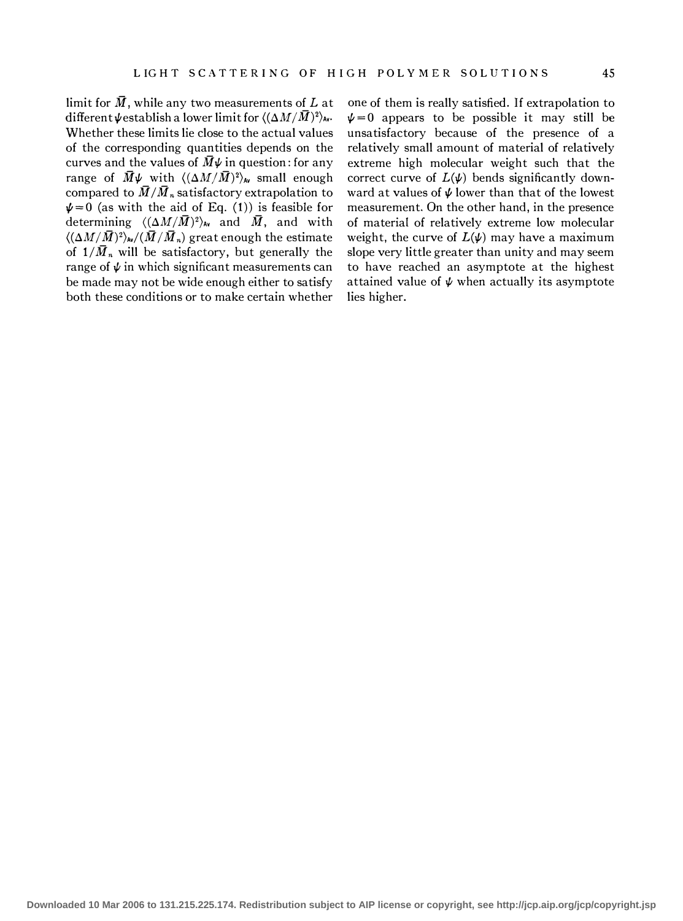limit for $\bar{M}$, while any two measurements of $L$ at different $\psi$ establish a lower limit for $\langle(\Delta M/\bar{M})^2\rangle_{\text{Av}}$. Whether these limits lie close to the actual values of the corresponding quantities depends on the curves and the values of $\bar{M}\psi$ in question: for any range of $\bar{M}\psi$ with $\langle(\Delta M/\bar{M})^2\rangle_{\text{Av}}$ small enough compared to $\bar{M}/\bar{M}_n$ satisfactory extrapolation to $\psi=0$ (as with the aid of Eq. (1)) is feasible for determining $\langle(\Delta M/\bar{M})^2\rangle_{\text{Av}}$ and $\bar{M}$, and with $\langle(\Delta M/\bar{M})^2\rangle_{\text{Av}}/(\bar{M}/\bar{M}_n)$ great enough the estimate of $1/\bar{M}_n$ will be satisfactory, but generally the range of $\psi$ in which significant measurements can be made may not be wide enough either to satisfy both these conditions or to make certain whether one of them is really satisfied. If extrapolation to $\psi=0$ appears to be possible it may still be unsatisfactory because of the presence of a relatively small amount of material of relatively extreme high molecular weight such that the correct curve of $L(\psi)$ bends significantly downward at values of $\psi$ lower than that of the lowest measurement. On the other hand, in the presence of material of relatively extreme low molecular weight, the curve of $L(\psi)$ may have a maximum slope very little greater than unity and may seem to have reached an asymptote at the highest attained value of $\psi$ when actually its asymptote lies higher.